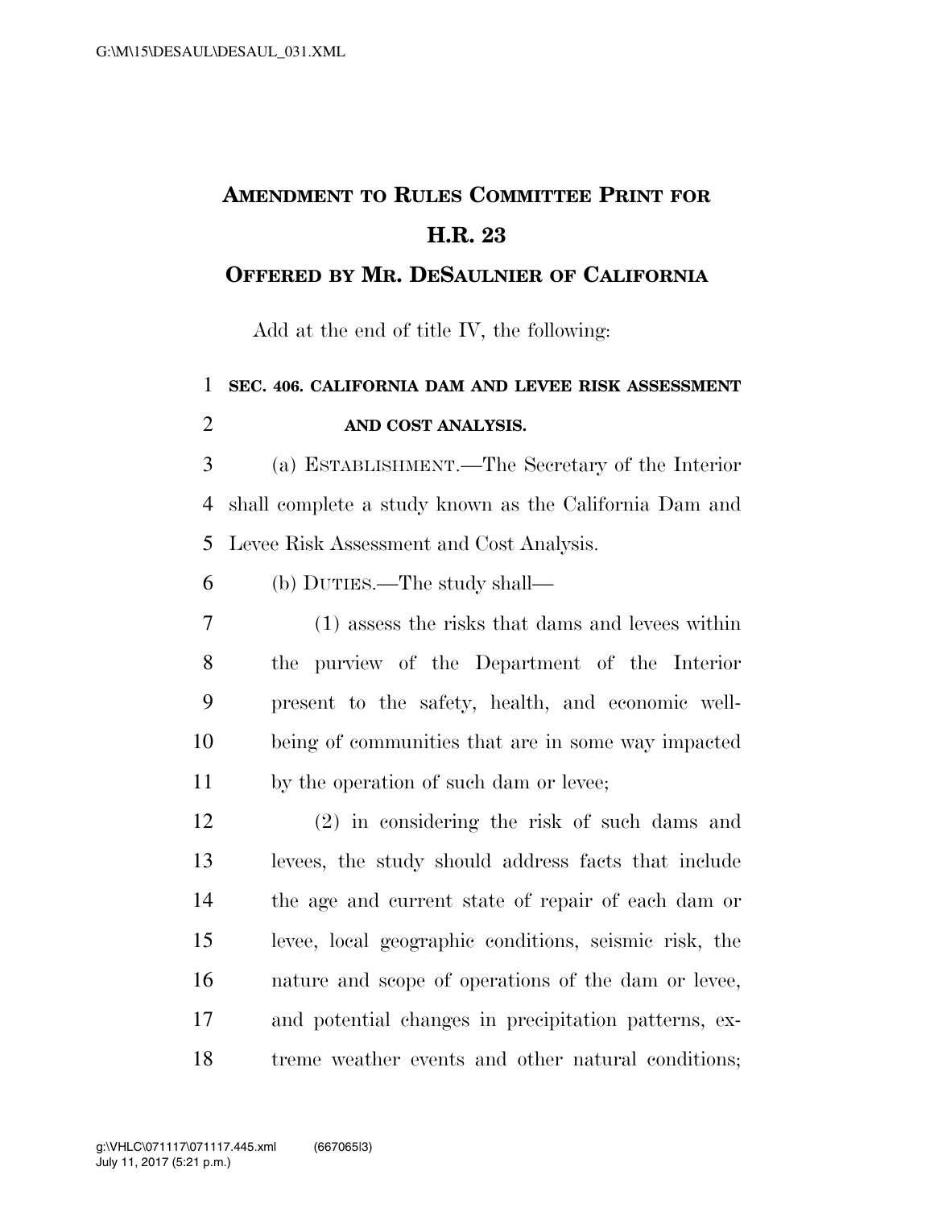# AMENDMENT TO RULES COMMITTEE PRINT FOR H.R. 23

## OFFERED BY MR. DESAULNIER OF CALIFORNIA

Add at the end of title IV, the following:

**SEC. 406. CALIFORNIA DAM AND LEVEE RISK ASSESSMENT AND COST ANALYSIS.**

(a) ESTABLISHMENT.—The Secretary of the Interior shall complete a study known as the California Dam and Levee Risk Assessment and Cost Analysis.

(b) DUTIES.—The study shall—

(1) assess the risks that dams and levees within the purview of the Department of the Interior present to the safety, health, and economic well-being of communities that are in some way impacted by the operation of such dam or levee;

(2) in considering the risk of such dams and levees, the study should address facts that include the age and current state of repair of each dam or levee, local geographic conditions, seismic risk, the nature and scope of operations of the dam or levee, and potential changes in precipitation patterns, extreme weather events and other natural conditions;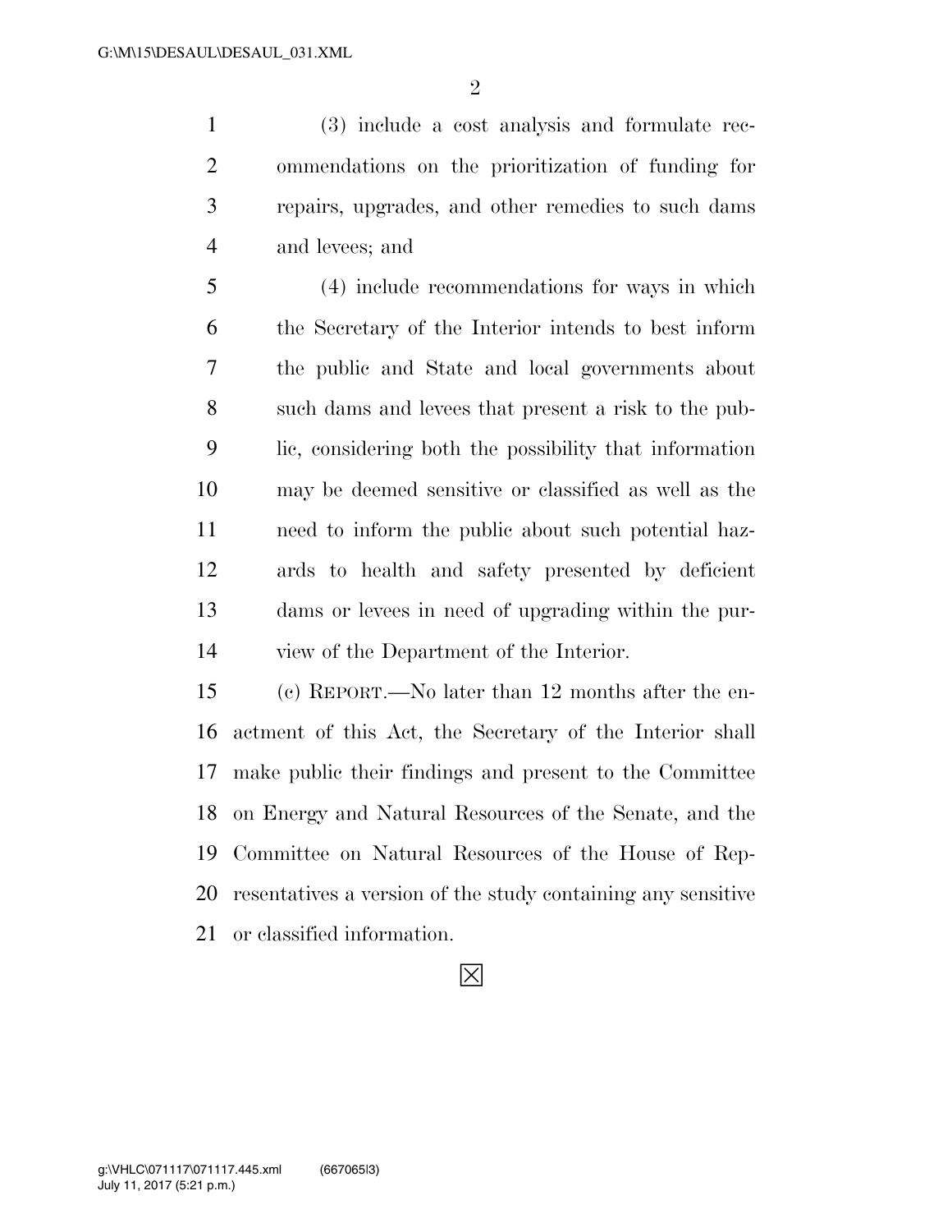(3) include a cost analysis and formulate recommendations on the prioritization of funding for repairs, upgrades, and other remedies to such dams and levees; and

(4) include recommendations for ways in which the Secretary of the Interior intends to best inform the public and State and local governments about such dams and levees that present a risk to the public, considering both the possibility that information may be deemed sensitive or classified as well as the need to inform the public about such potential hazards to health and safety presented by deficient dams or levees in need of upgrading within the purview of the Department of the Interior.

(c) REPORT.—No later than 12 months after the enactment of this Act, the Secretary of the Interior shall make public their findings and present to the Committee on Energy and Natural Resources of the Senate, and the Committee on Natural Resources of the House of Representatives a version of the study containing any sensitive or classified information.